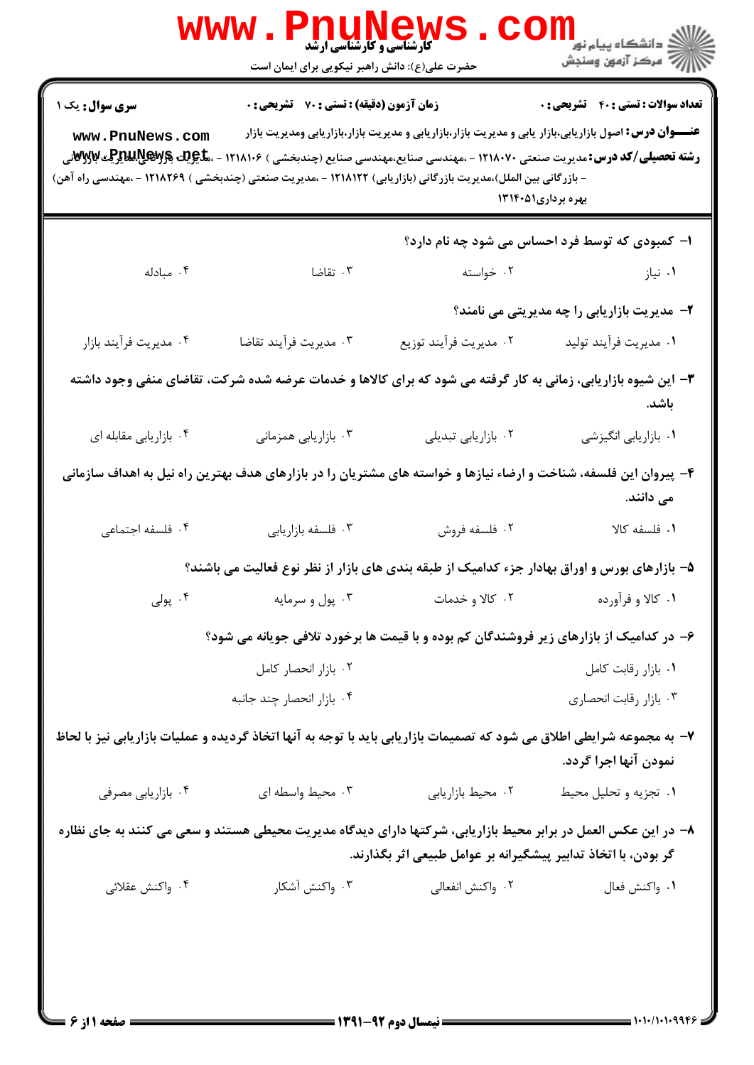**سری سوال:** یک ۱

**زمان آزمون (دقیقه) : تستی : ۷۰ تشریحی : ۰**

**تعداد سوالات : تستی : ۴۰ تشریحی : ۰**

**عنـــوان درس:** اصول بازاریابی،بازار یابی و مدیریت بازار،بازاریابی و مدیریت بازار،بازاریابی ومدیریت بازار

**رشته تحصیلی/کد درس:** مدیریت صنعتی ۱۲۱۸۰۷۰ - ،مهندسی صنایع،مهندسی صنایع (چندبخشی ) ۱۲۱۸۱۰۶ - ،مدیریت بازرگانی،مدیریت بازرگانی - بازرگانی بین الملل)،مدیریت بازرگانی (بازاریابی) ۱۲۱۸۱۲۲ - ،مدیریت صنعتی (چندبخشی ) ۱۲۱۸۲۶۹ - ،مهندسی راه آهن) بهره برداری۱۳۱۴۰۵۱

۱- کمبودی که توسط فرد احساس می شود چه نام دارد؟

۱. نیاز
۲. خواسته
۳. تقاضا
۴. مبادله

۲- مدیریت بازاریابی را چه مدیریتی می نامند؟

۱. مدیریت فرآیند تولید
۲. مدیریت فرآیند توزیع
۳. مدیریت فرآیند تقاضا
۴. مدیریت فرآیند بازار

۳- این شیوه بازاریابی، زمانی به کار گرفته می شود که برای کالاها و خدمات عرضه شده شرکت، تقاضای منفی وجود داشته باشد.

۱. بازاریابی انگیزشی
۲. بازاریابی تبدیلی
۳. بازاریابی همزمانی
۴. بازاریابی مقابله ای

۴- پیروان این فلسفه، شناخت و ارضاء نیازها و خواسته های مشتریان را در بازارهای هدف بهترین راه نیل به اهداف سازمانی می دانند.

۱. فلسفه کالا
۲. فلسفه فروش
۳. فلسفه بازاریابی
۴. فلسفه اجتماعی

۵- بازارهای بورس و اوراق بهادار جزء کدامیک از طبقه بندی های بازار از نظر نوع فعالیت می باشند؟

۱. کالا و فرآورده
۲. کالا و خدمات
۳. پول و سرمایه
۴. پولی

۶- در کدامیک از بازارهای زیر فروشندگان کم بوده و با قیمت ها برخورد تلافی جویانه می شود؟

۱. بازار رقابت کامل
۲. بازار انحصار کامل
۳. بازار رقابت انحصاری
۴. بازار انحصار چند جانبه

۷- به مجموعه شرایطی اطلاق می شود که تصمیمات بازاریابی باید با توجه به آنها اتخاذ گردیده و عملیات بازاریابی نیز با لحاظ نمودن آنها اجرا گردد.

۱. تجزیه و تحلیل محیط
۲. محیط بازاریابی
۳. محیط واسطه ای
۴. بازاریابی مصرفی

۸- در این عکس العمل در برابر محیط بازاریابی، شرکتها دارای دیدگاه مدیریت محیطی هستند و سعی می کنند به جای نظاره گر بودن، با اتخاذ تدابیر پیشگیرانه بر عوامل طبیعی اثر بگذارند.

۱. واکنش فعال
۲. واکنش انفعالی
۳. واکنش آشکار
۴. واکنش عقلائی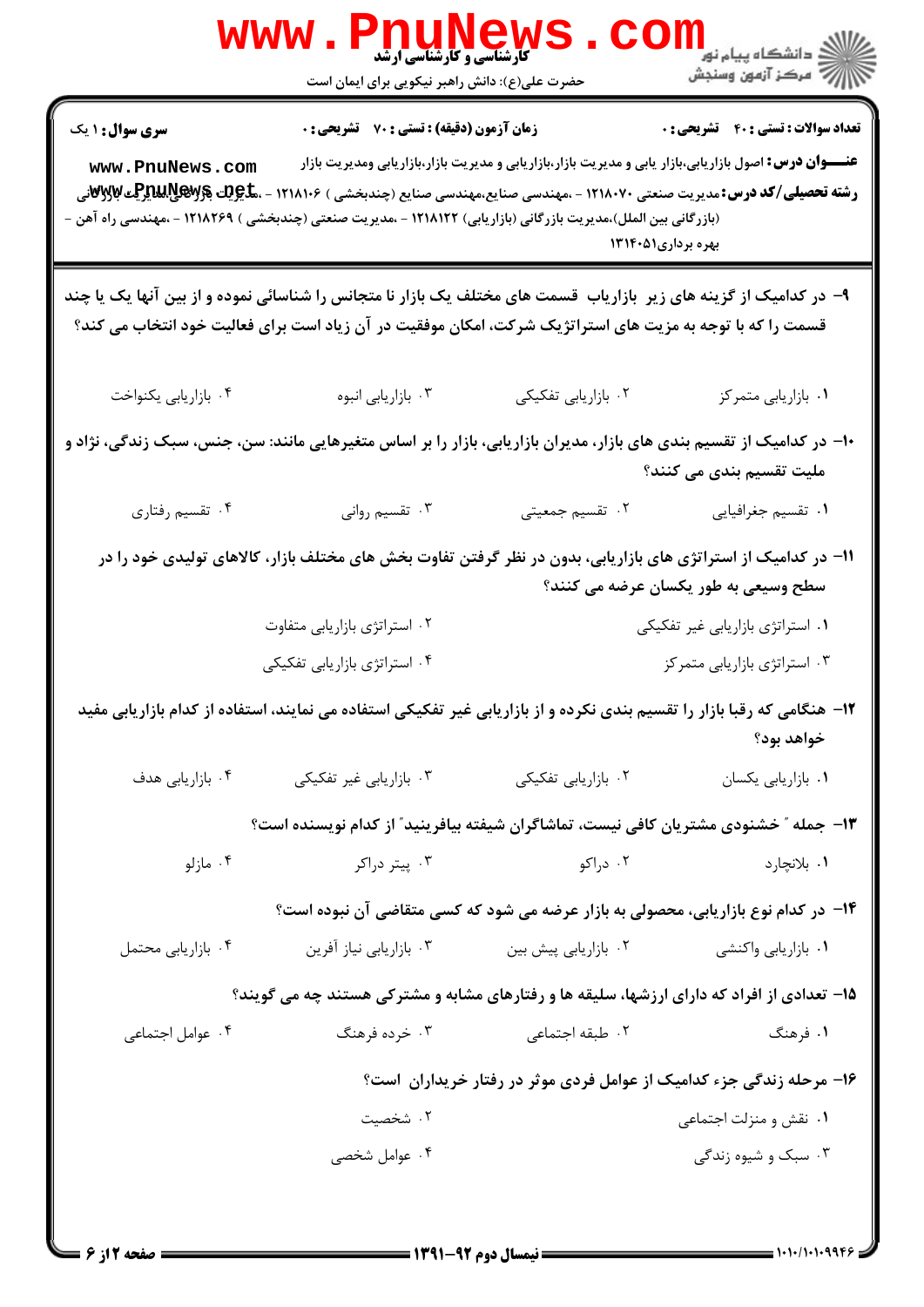**سری سوال:** ۱ یک | **زمان آزمون (دقیقه) : تستی : ۷۰ تشریحی : ۰** | **تعداد سوالات : تستی : ۴۰ تشریحی : ۰**

**عنـــوان درس:** اصول بازاریابی،بازار یابی و مدیریت بازار،بازاریابی و مدیریت بازار،بازاریابی ومدیریت بازار

**رشته تحصیلی/کد درس:** مدیریت صنعتی ۱۲۱۸۰۷۰ - ،مهندسی صنایع،مهندسی صنایع (چندبخشی ) ۱۲۱۸۱۰۶ - ،مدیریت بازرگانی،مدیریت بازرگانی (بازرگانی بین الملل)،مدیریت بازرگانی (بازاریابی) ۱۲۱۸۱۲۲ - ،مدیریت صنعتی (چندبخشی ) ۱۲۱۸۲۶۹ - ،مهندسی راه آهن - بهره برداری۱۳۱۴۰۵۱

---

**۹- در کدامیک از گزینه های زیر بازاریاب قسمت های مختلف یک بازار نا متجانس را شناسائی نموده و از بین آنها یک یا چند قسمت را که با توجه به مزیت های استراتژیک شرکت، امکان موفقیت در آن زیاد است برای فعالیت خود انتخاب می کند؟**

۱. بازاریابی متمرکز
۲. بازاریابی تفکیکی
۳. بازاریابی انبوه
۴. بازاریابی یکنواخت

**۱۰- در کدامیک از تقسیم بندی های بازار، مدیران بازاریابی، بازار را بر اساس متغیرهایی مانند: سن، جنس، سبک زندگی، نژاد و ملیت تقسیم بندی می کنند؟**

۱. تقسیم جغرافیایی
۲. تقسیم جمعیتی
۳. تقسیم روانی
۴. تقسیم رفتاری

**۱۱- در کدامیک از استراتژی های بازاریابی، بدون در نظر گرفتن تفاوت بخش های مختلف بازار، کالاهای تولیدی خود را در سطح وسیعی به طور یکسان عرضه می کنند؟**

۱. استراتژی بازاریابی غیر تفکیکی
۲. استراتژی بازاریابی متفاوت
۳. استراتژی بازاریابی متمرکز
۴. استراتژی بازاریابی تفکیکی

**۱۲- هنگامی که رقبا بازار را تقسیم بندی نکرده و از بازاریابی غیر تفکیکی استفاده می نمایند، استفاده از کدام بازاریابی مفید خواهد بود؟**

۱. بازاریابی یکسان
۲. بازاریابی تفکیکی
۳. بازاریابی غیر تفکیکی
۴. بازاریابی هدف

**۱۳- جمله " خشنودی مشتریان کافی نیست، تماشاگران شیفته بیافرینید" از کدام نویسنده است؟**

۱. بلانچارد
۲. دراکو
۳. پیتر دراکر
۴. مازلو

**۱۴- در کدام نوع بازاریابی، محصولی به بازار عرضه می شود که کسی متقاضی آن نبوده است؟**

۱. بازاریابی واکنشی
۲. بازاریابی پیش بین
۳. بازاریابی نیاز آفرین
۴. بازاریابی محتمل

**۱۵- تعدادی از افراد که دارای ارزشها، سلیقه ها و رفتارهای مشابه و مشترکی هستند چه می گویند؟**

۱. فرهنگ
۲. طبقه اجتماعی
۳. خرده فرهنگ
۴. عوامل اجتماعی

**۱۶- مرحله زندگی جزء کدامیک از عوامل فردی موثر در رفتار خریداران است؟**

۱. نقش و منزلت اجتماعی
۲. شخصیت
۳. سبک و شیوه زندگی
۴. عوامل شخصی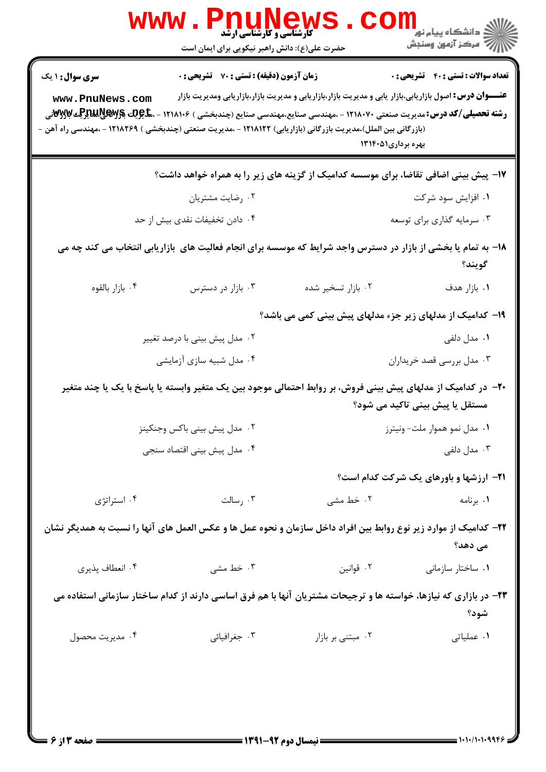**سری سوال:** ۱ یک

**زمان آزمون (دقیقه) : تستی : ۷۰ تشریحی : ۰**

**تعداد سوالات : تستی : ۴۰ تشریحی : ۰**

**عنـــوان درس:** اصول بازاریابی،بازار یابی و مدیریت بازار،بازاریابی و مدیریت بازار،بازاریابی ومدیریت بازار

**رشته تحصیلی/کد درس:** مدیریت صنعتی ۱۲۱۸۰۷۰ - ،مهندسی صنایع،مهندسی صنایع (چندبخشی ) ۱۲۱۸۱۰۶ - ،مدیریت بازرگانی،مدیریت بازرگانی (بازرگانی بین الملل)،مدیریت بازرگانی (بازاریابی) ۱۲۱۸۱۲۲ - ،مدیریت صنعتی (چندبخشی ) ۱۲۱۸۲۶۹ - ،مهندسی راه آهن - بهره برداری۱۳۱۴۰۵۱

**۱۷- پیش بینی اضافی تقاضا، برای موسسه کدامیک از گزینه های زیر را به همراه خواهد داشت؟**

۱. افزایش سود شرکت
۲. رضایت مشتریان
۳. سرمایه گذاری برای توسعه
۴. دادن تخفیفات نقدی بیش از حد

**۱۸- به تمام یا بخشی از بازار در دسترس واجد شرایط که موسسه برای انجام فعالیت های بازاریابی انتخاب می کند چه می گویند؟**

۱. بازار هدف
۲. بازار تسخیر شده
۳. بازار در دسترس
۴. بازار بالقوه

**۱۹- کدامیک از مدلهای زیر جزء مدلهای پیش بینی کمی می باشد؟**

۱. مدل دلفی
۲. مدل پیش بینی با درصد تغییر
۳. مدل بررسی قصد خریداران
۴. مدل شبیه سازی آزمایشی

**۲۰- در کدامیک از مدلهای پیش بینی فروش، بر روابط احتمالی موجود بین یک متغیر وابسته یا پاسخ با یک یا چند متغیر مستقل یا پیش بینی تاکید می شود؟**

۱. مدل نمو هموار ملت- ونیترز
۲. مدل پیش بینی باکس وجنکینز
۳. مدل دلفی
۴. مدل پیش بینی اقتصاد سنجی

**۲۱- ارزشها و باورهای یک شرکت کدام است؟**

۱. برنامه
۲. خط مشی
۳. رسالت
۴. استراتژی

**۲۲- کدامیک از موارد زیر نوع روابط بین افراد داخل سازمان و نحوه عمل ها و عکس العمل های آنها را نسبت به همدیگر نشان می دهد؟**

۱. ساختار سازمانی
۲. قوانین
۳. خط مشی
۴. انعطاف پذیری

**۲۳- در بازاری که نیازها، خواسته ها و ترجیحات مشتریان آنها با هم فرق اساسی دارند از کدام ساختار سازمانی استفاده می شود؟**

۱. عملیاتی
۲. مبتنی بر بازار
۳. جغرافیائی
۴. مدیریت محصول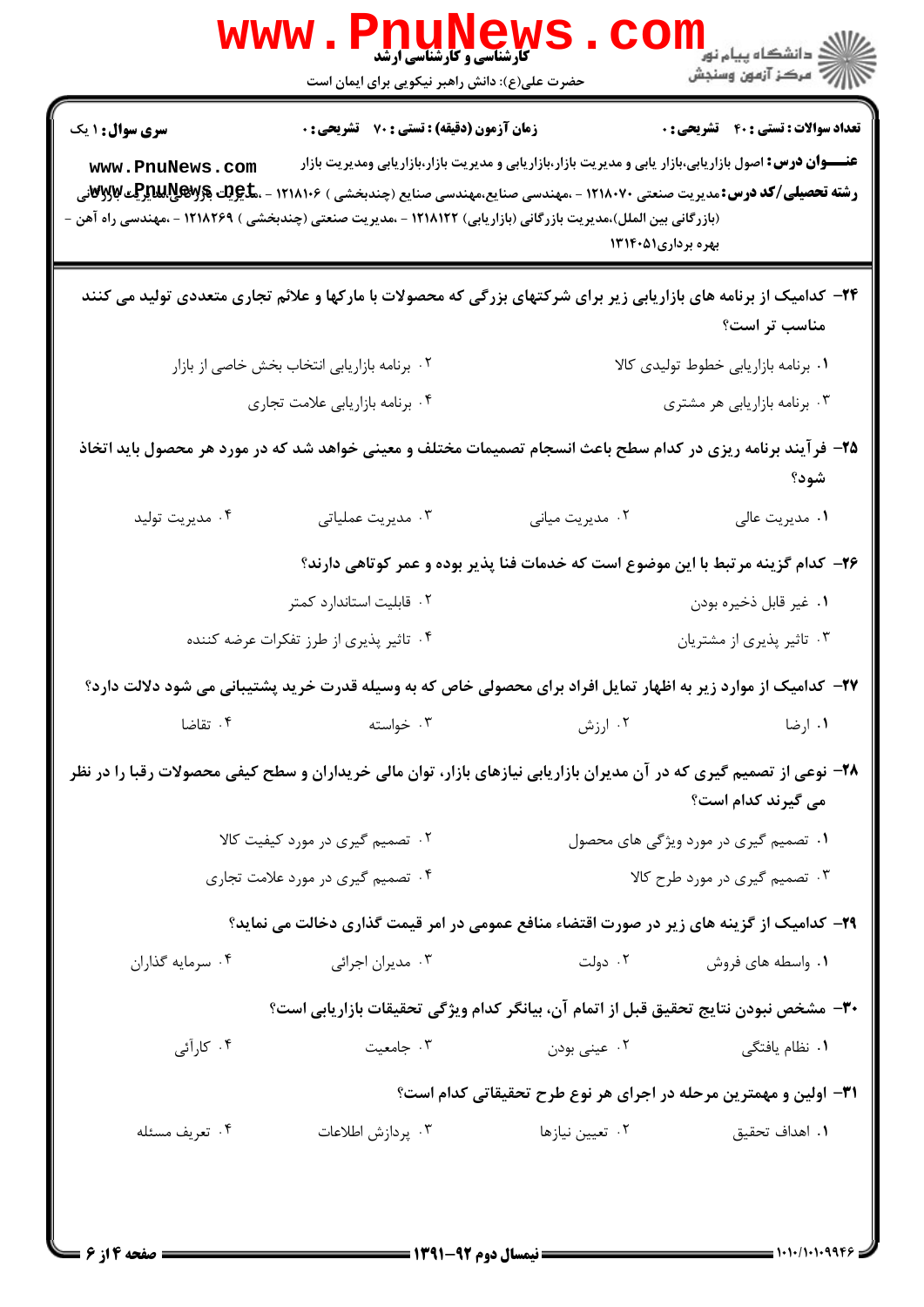**۲۴- کدامیک از برنامه های بازاریابی زیر برای شرکتهای بزرگی که محصولات با مارکها و علائم تجاری متعددی تولید می کنند مناسب تر است؟**

۱. برنامه بازاریابی خطوط تولیدی کالا

۲. برنامه بازاریابی انتخاب بخش خاصی از بازار

۳. برنامه بازاریابی هر مشتری

۴. برنامه بازاریابی علامت تجاری

**۲۵- فرآیند برنامه ریزی در کدام سطح باعث انسجام تصمیمات مختلف و معینی خواهد شد که در مورد هر محصول باید اتخاذ شود؟**

۱. مدیریت عالی

۲. مدیریت میانی

۳. مدیریت عملیاتی

۴. مدیریت تولید

**۲۶- کدام گزینه مرتبط با این موضوع است که خدمات فنا پذیر بوده و عمر کوتاهی دارند؟**

۱. غیر قابل ذخیره بودن

۲. قابلیت استاندارد کمتر

۳. تاثیر پذیری از مشتریان

۴. تاثیر پذیری از طرز تفکرات عرضه کننده

**۲۷- کدامیک از موارد زیر به اظهار تمایل افراد برای محصولی خاص که به وسیله قدرت خرید پشتیبانی می شود دلالت دارد؟**

۱. ارضا

۲. ارزش

۳. خواسته

۴. تقاضا

**۲۸- نوعی از تصمیم گیری که در آن مدیران بازاریابی نیازهای بازار، توان مالی خریداران و سطح کیفی محصولات رقبا را در نظر می گیرند کدام است؟**

۱. تصمیم گیری در مورد ویژگی های محصول

۲. تصمیم گیری در مورد کیفیت کالا

۳. تصمیم گیری در مورد طرح کالا

۴. تصمیم گیری در مورد علامت تجاری

**۲۹- کدامیک از گزینه های زیر در صورت اقتضاء منافع عمومی در امر قیمت گذاری دخالت می نماید؟**

۱. واسطه های فروش

۲. دولت

۳. مدیران اجرائی

۴. سرمایه گذاران

**۳۰- مشخص نبودن نتایج تحقیق قبل از اتمام آن، بیانگر کدام ویژگی تحقیقات بازاریابی است؟**

۱. نظام یافتگی

۲. عینی بودن

۳. جامعیت

۴. کارآئی

**۳۱- اولین و مهمترین مرحله در اجرای هر نوع طرح تحقیقاتی کدام است؟**

۱. اهداف تحقیق

۲. تعیین نیازها

۳. پردازش اطلاعات

۴. تعریف مسئله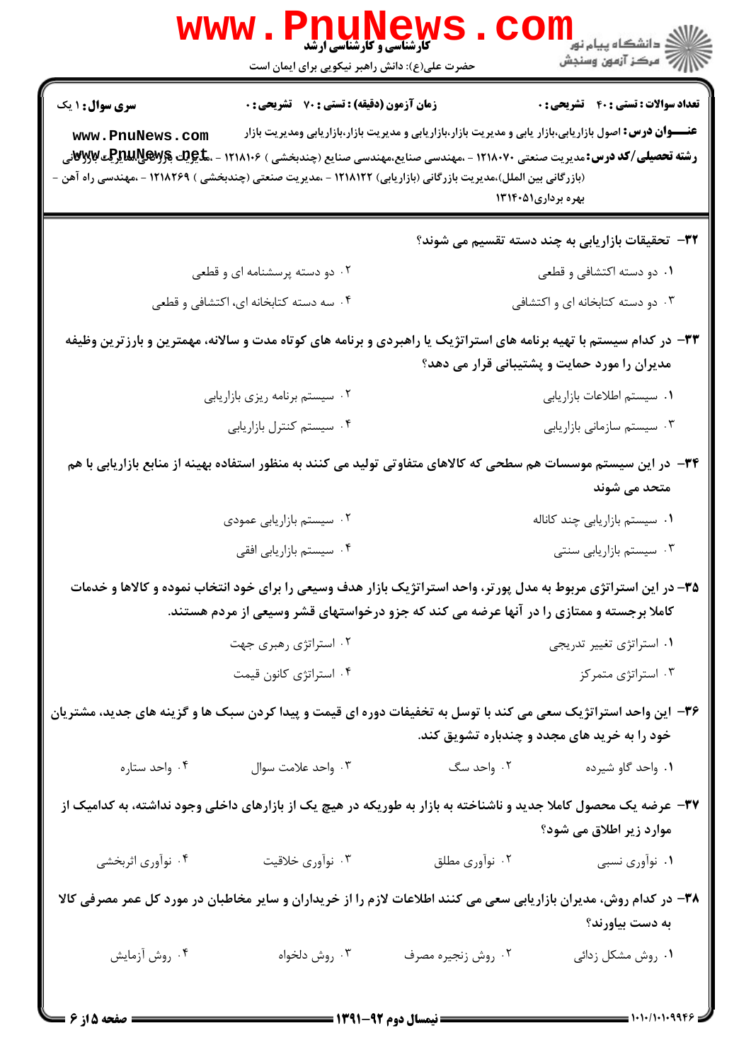۳۲- تحقیقات بازاریابی به چند دسته تقسیم می شوند؟

۱. دو دسته اکتشافی و قطعی

۲. دو دسته پرسشنامه ای و قطعی

۳. دو دسته کتابخانه ای و اکتشافی

۴. سه دسته کتابخانه ای، اکتشافی و قطعی

۳۳- در کدام سیستم با تهیه برنامه های استراتژیک یا راهبردی و برنامه های کوتاه مدت و سالانه، مهمترین و بارزترین وظیفه مدیران را مورد حمایت و پشتیبانی قرار می دهد؟

۱. سیستم اطلاعات بازاریابی

۲. سیستم برنامه ریزی بازاریابی

۳. سیستم سازمانی بازاریابی

۴. سیستم کنترل بازاریابی

۳۴- در این سیستم موسسات هم سطحی که کالاهای متفاوتی تولید می کنند به منظور استفاده بهینه از منابع بازاریابی با هم متحد می شوند

۱. سیستم بازاریابی چند کاناله

۲. سیستم بازاریابی عمودی

۳. سیستم بازاریابی سنتی

۴. سیستم بازاریابی افقی

۳۵- در این استراتژی مربوط به مدل پورتر، واحد استراتژیک بازار هدف وسیعی را برای خود انتخاب نموده و کالاها و خدمات کاملا برجسته و ممتازی را در آنها عرضه می کند که جزو درخواستهای قشر وسیعی از مردم هستند.

۱. استراتژی تغییر تدریجی

۲. استراتژی رهبری جهت

۳. استراتژی متمرکز

۴. استراتژی کانون قیمت

۳۶- این واحد استراتژیک سعی می کند با توسل به تخفیفات دوره ای قیمت و پیدا کردن سبک ها و گزینه های جدید، مشتریان خود را به خرید های مجدد و چندباره تشویق کند.

۱. واحد گاو شیرده

۲. واحد سگ

۳. واحد علامت سوال

۴. واحد ستاره

۳۷- عرضه یک محصول کاملا جدید و ناشناخته به بازار به طوریکه در هیچ یک از بازارهای داخلی وجود نداشته، به کدامیک از موارد زیر اطلاق می شود؟

۱. نوآوری نسبی

۲. نوآوری مطلق

۳. نوآوری خلاقیت

۴. نوآوری اثربخشی

۳۸- در کدام روش، مدیران بازاریابی سعی می کنند اطلاعات لازم را از خریداران و سایر مخاطبان در مورد کل عمر مصرفی کالا به دست بیاورند؟

۱. روش مشکل زدائی

۲. روش زنجیره مصرف

۳. روش دلخواه

۴. روش آزمایش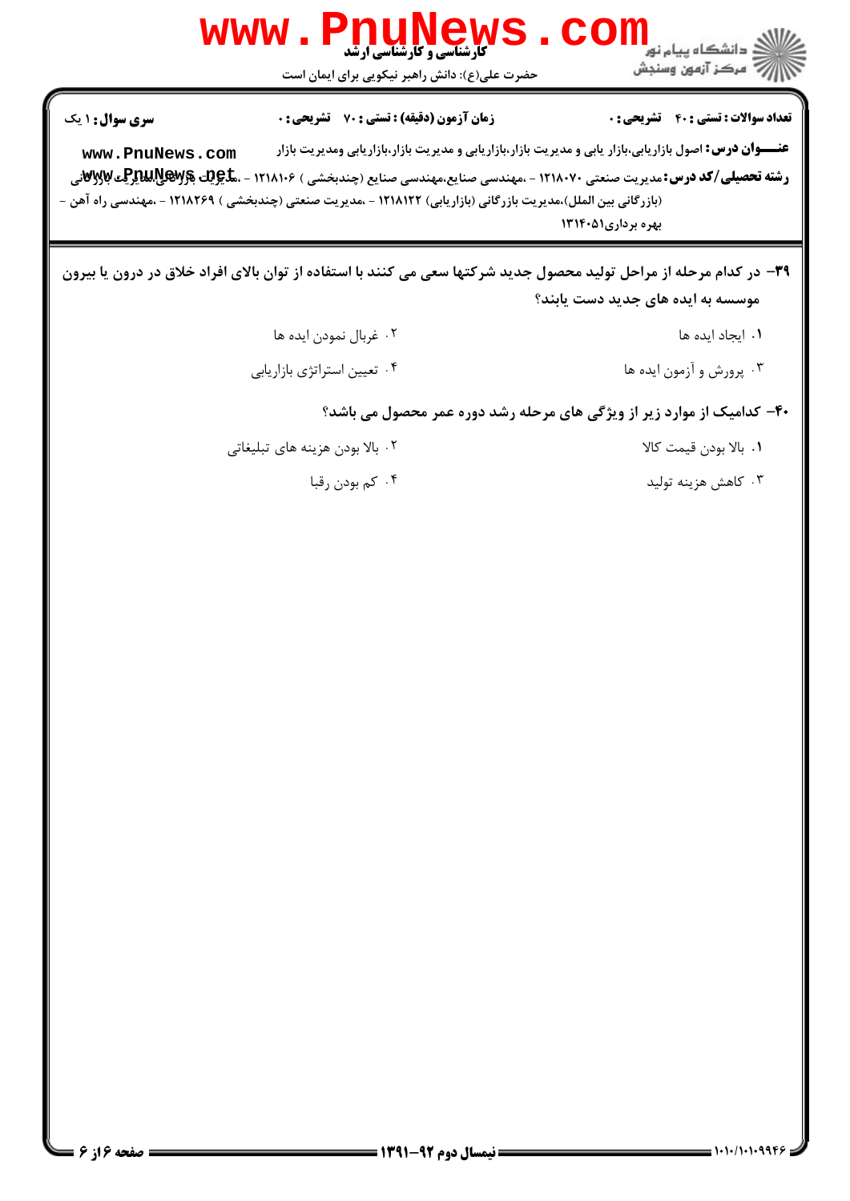**۳۹- در کدام مرحله از مراحل تولید محصول جدید شرکتها سعی می کنند با استفاده از توان بالای افراد خلاق در درون یا بیرون موسسه به ایده های جدید دست یابند؟**

۱. ایجاد ایده ها

۲. غربال نمودن ایده ها

۳. پرورش و آزمون ایده ها

۴. تعیین استراتژی بازاریابی

**۴۰- کدامیک از موارد زیر از ویژگی های مرحله رشد دوره عمر محصول می باشد؟**

۱. بالا بودن قیمت کالا

۲. بالا بودن هزینه های تبلیغاتی

۳. کاهش هزینه تولید

۴. کم بودن رقبا